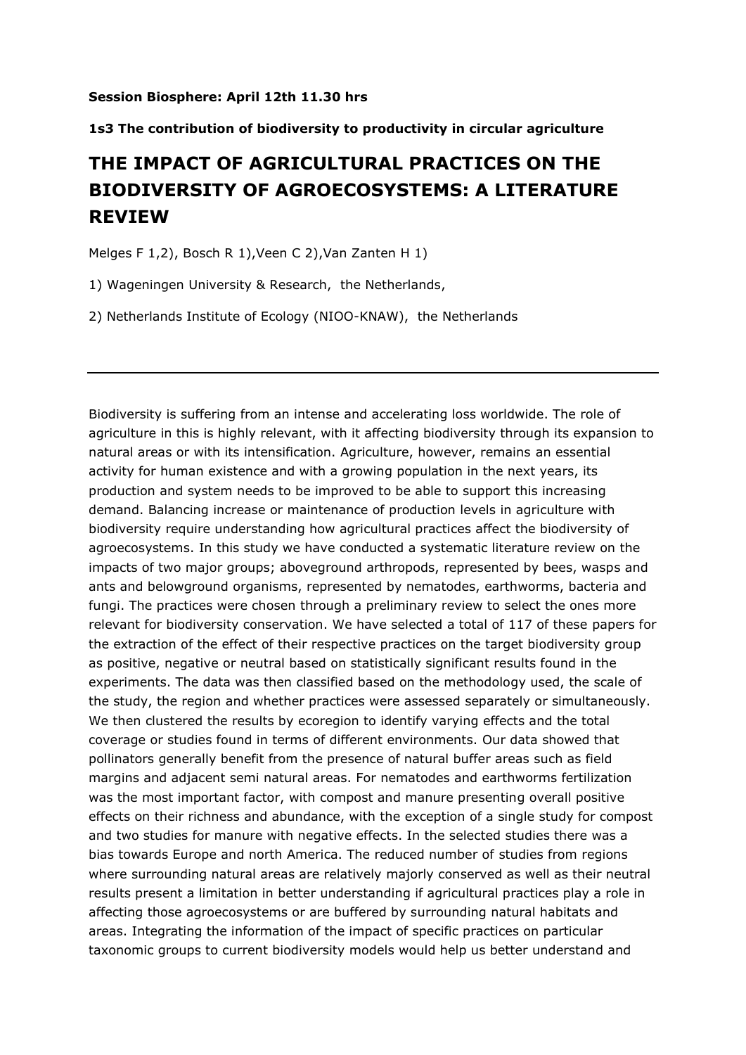**Session Biosphere: April 12th 11.30 hrs**

**1s3 The contribution of biodiversity to productivity in circular agriculture**

# THE IMPACT OF AGRICULTURAL PRACTICES ON THE BIODIVERSITY OF AGROECOSYSTEMS: A LITERATURE REVIEW

Melges F 1,2), Bosch R 1),Veen C 2),Van Zanten H 1)

1) Wageningen University & Research, the Netherlands,

2) Netherlands Institute of Ecology (NIOO-KNAW), the Netherlands

---

Biodiversity is suffering from an intense and accelerating loss worldwide. The role of agriculture in this is highly relevant, with it affecting biodiversity through its expansion to natural areas or with its intensification. Agriculture, however, remains an essential activity for human existence and with a growing population in the next years, its production and system needs to be improved to be able to support this increasing demand. Balancing increase or maintenance of production levels in agriculture with biodiversity require understanding how agricultural practices affect the biodiversity of agroecosystems. In this study we have conducted a systematic literature review on the impacts of two major groups; aboveground arthropods, represented by bees, wasps and ants and belowground organisms, represented by nematodes, earthworms, bacteria and fungi. The practices were chosen through a preliminary review to select the ones more relevant for biodiversity conservation. We have selected a total of 117 of these papers for the extraction of the effect of their respective practices on the target biodiversity group as positive, negative or neutral based on statistically significant results found in the experiments. The data was then classified based on the methodology used, the scale of the study, the region and whether practices were assessed separately or simultaneously. We then clustered the results by ecoregion to identify varying effects and the total coverage or studies found in terms of different environments. Our data showed that pollinators generally benefit from the presence of natural buffer areas such as field margins and adjacent semi natural areas. For nematodes and earthworms fertilization was the most important factor, with compost and manure presenting overall positive effects on their richness and abundance, with the exception of a single study for compost and two studies for manure with negative effects. In the selected studies there was a bias towards Europe and north America. The reduced number of studies from regions where surrounding natural areas are relatively majorly conserved as well as their neutral results present a limitation in better understanding if agricultural practices play a role in affecting those agroecosystems or are buffered by surrounding natural habitats and areas. Integrating the information of the impact of specific practices on particular taxonomic groups to current biodiversity models would help us better understand and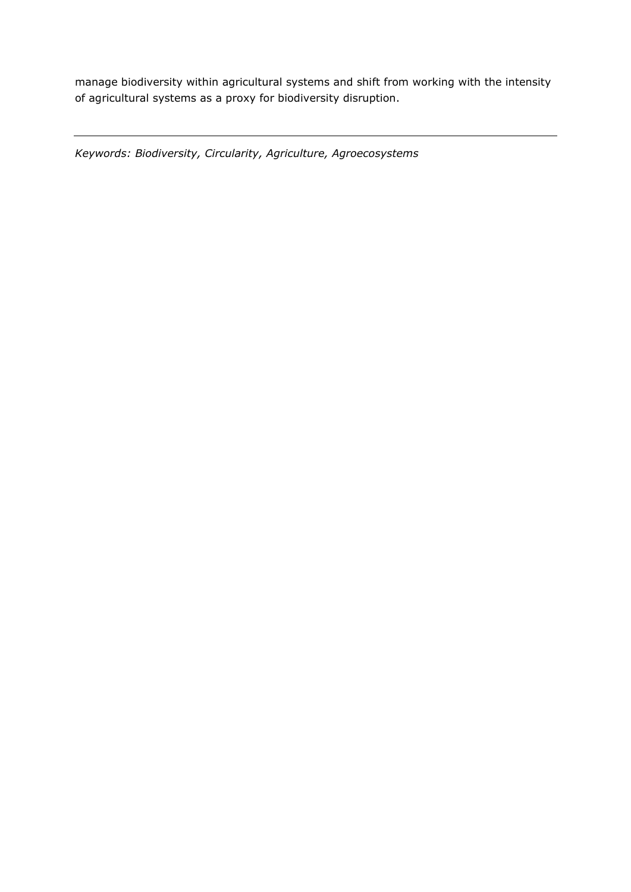manage biodiversity within agricultural systems and shift from working with the intensity of agricultural systems as a proxy for biodiversity disruption.

---

*Keywords: Biodiversity, Circularity, Agriculture, Agroecosystems*